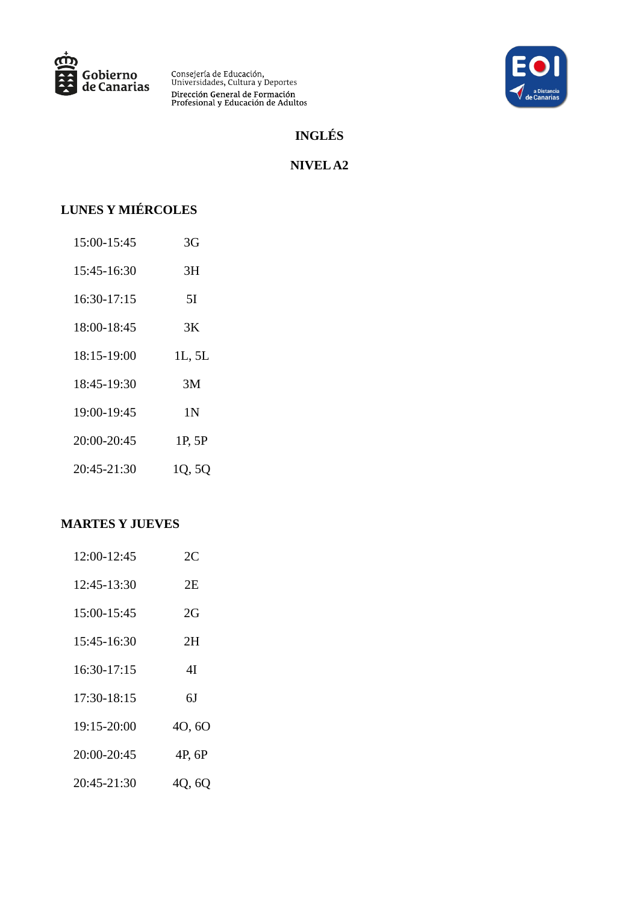Gobierno de Canarias

Consejería de Educación, Universidades, Cultura y Deportes

Dirección General de Formación Profesional y Educación de Adultos

EOI a Distancia de Canarias

# INGLÉS

## NIVEL A2

### LUNES Y MIÉRCOLES

| | |
|---|---|
| 15:00-15:45 | 3G |
| 15:45-16:30 | 3H |
| 16:30-17:15 | 5I |
| 18:00-18:45 | 3K |
| 18:15-19:00 | 1L, 5L |
| 18:45-19:30 | 3M |
| 19:00-19:45 | 1N |
| 20:00-20:45 | 1P, 5P |
| 20:45-21:30 | 1Q, 5Q |

### MARTES Y JUEVES

| | |
|---|---|
| 12:00-12:45 | 2C |
| 12:45-13:30 | 2E |
| 15:00-15:45 | 2G |
| 15:45-16:30 | 2H |
| 16:30-17:15 | 4I |
| 17:30-18:15 | 6J |
| 19:15-20:00 | 4O, 6O |
| 20:00-20:45 | 4P, 6P |
| 20:45-21:30 | 4Q, 6Q |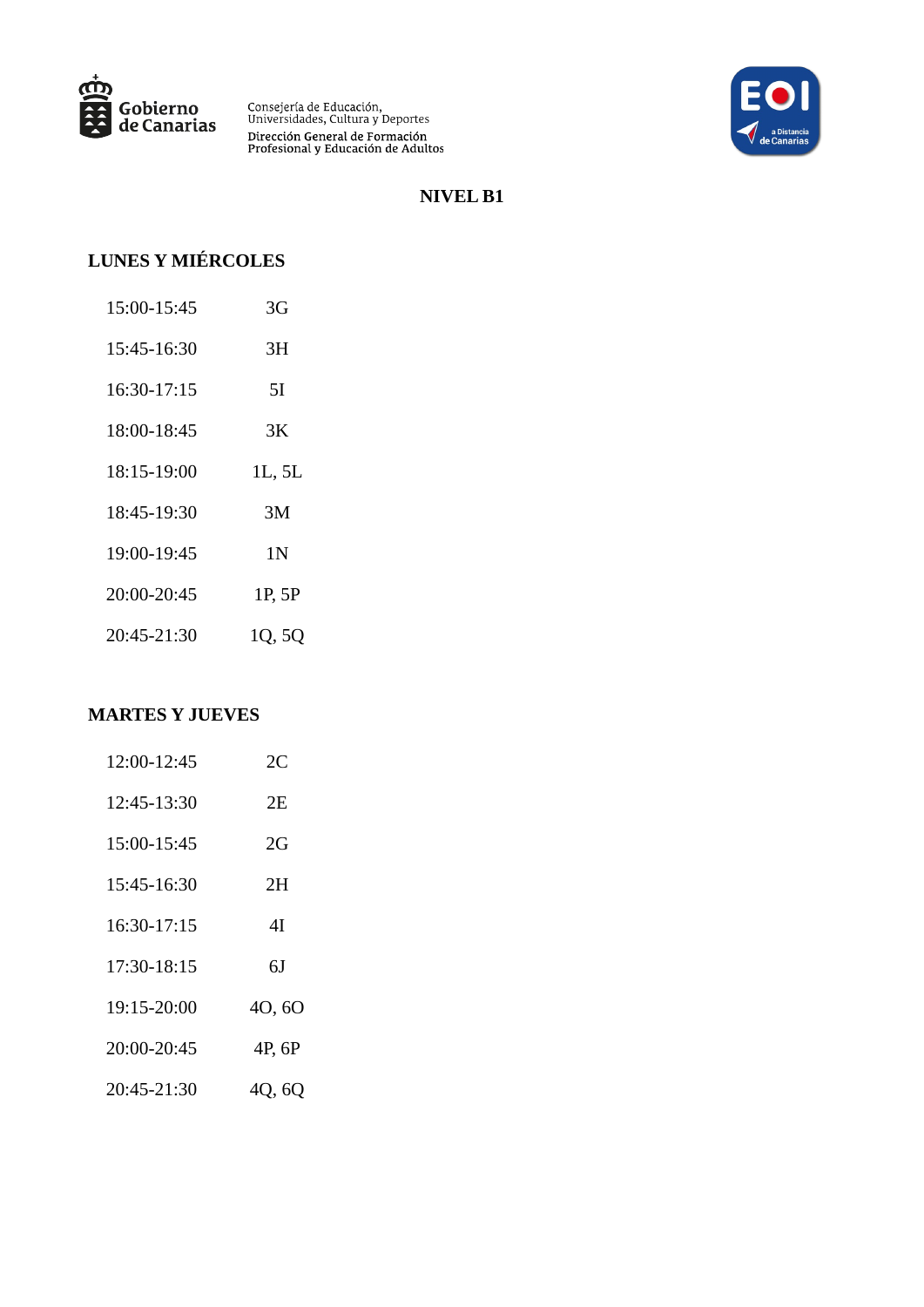## NIVEL B1

### LUNES Y MIÉRCOLES

| | |
|---|---|
| 15:00-15:45 | 3G |
| 15:45-16:30 | 3H |
| 16:30-17:15 | 5I |
| 18:00-18:45 | 3K |
| 18:15-19:00 | 1L, 5L |
| 18:45-19:30 | 3M |
| 19:00-19:45 | 1N |
| 20:00-20:45 | 1P, 5P |
| 20:45-21:30 | 1Q, 5Q |

### MARTES Y JUEVES

| | |
|---|---|
| 12:00-12:45 | 2C |
| 12:45-13:30 | 2E |
| 15:00-15:45 | 2G |
| 15:45-16:30 | 2H |
| 16:30-17:15 | 4I |
| 17:30-18:15 | 6J |
| 19:15-20:00 | 4O, 6O |
| 20:00-20:45 | 4P, 6P |
| 20:45-21:30 | 4Q, 6Q |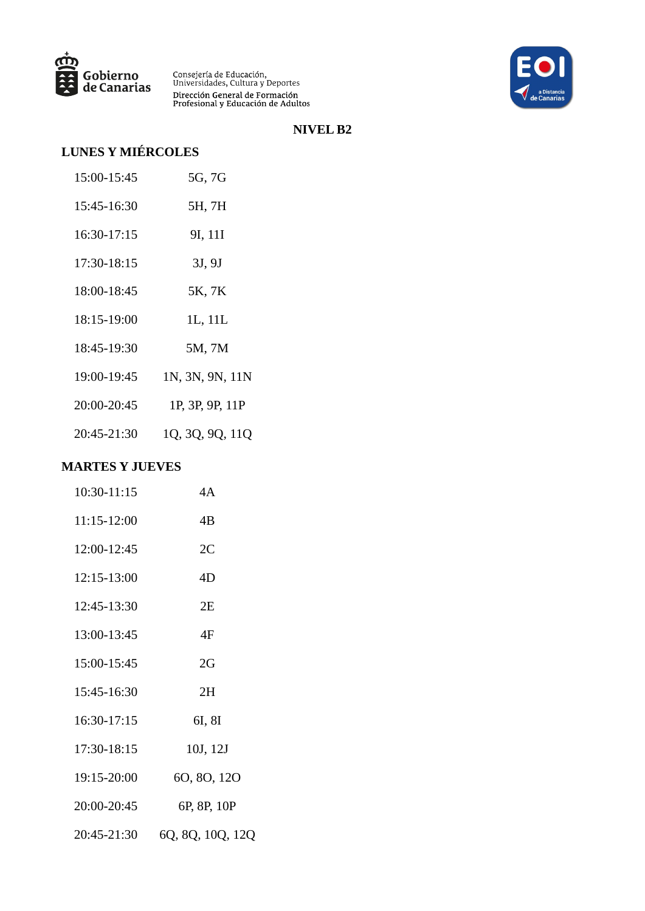## NIVEL B2

### LUNES Y MIÉRCOLES

| | |
|---|---|
| 15:00-15:45 | 5G, 7G |
| 15:45-16:30 | 5H, 7H |
| 16:30-17:15 | 9I, 11I |
| 17:30-18:15 | 3J, 9J |
| 18:00-18:45 | 5K, 7K |
| 18:15-19:00 | 1L, 11L |
| 18:45-19:30 | 5M, 7M |
| 19:00-19:45 | 1N, 3N, 9N, 11N |
| 20:00-20:45 | 1P, 3P, 9P, 11P |
| 20:45-21:30 | 1Q, 3Q, 9Q, 11Q |

### MARTES Y JUEVES

| | |
|---|---|
| 10:30-11:15 | 4A |
| 11:15-12:00 | 4B |
| 12:00-12:45 | 2C |
| 12:15-13:00 | 4D |
| 12:45-13:30 | 2E |
| 13:00-13:45 | 4F |
| 15:00-15:45 | 2G |
| 15:45-16:30 | 2H |
| 16:30-17:15 | 6I, 8I |
| 17:30-18:15 | 10J, 12J |
| 19:15-20:00 | 6O, 8O, 12O |
| 20:00-20:45 | 6P, 8P, 10P |
| 20:45-21:30 | 6Q, 8Q, 10Q, 12Q |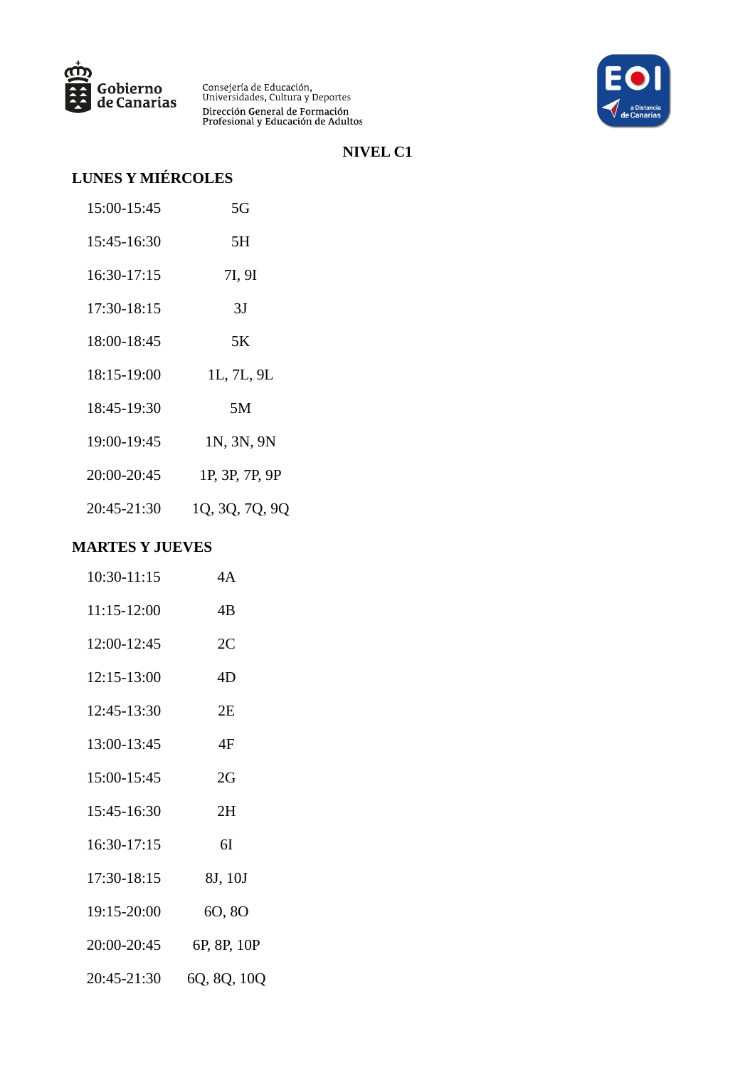Gobierno de Canarias

Consejería de Educación, Universidades, Cultura y Deportes
Dirección General de Formación Profesional y Educación de Adultos

EOI a Distancia de Canarias

## NIVEL C1

### LUNES Y MIÉRCOLES

| | |
|---|---|
| 15:00-15:45 | 5G |
| 15:45-16:30 | 5H |
| 16:30-17:15 | 7I, 9I |
| 17:30-18:15 | 3J |
| 18:00-18:45 | 5K |
| 18:15-19:00 | 1L, 7L, 9L |
| 18:45-19:30 | 5M |
| 19:00-19:45 | 1N, 3N, 9N |
| 20:00-20:45 | 1P, 3P, 7P, 9P |
| 20:45-21:30 | 1Q, 3Q, 7Q, 9Q |

### MARTES Y JUEVES

| | |
|---|---|
| 10:30-11:15 | 4A |
| 11:15-12:00 | 4B |
| 12:00-12:45 | 2C |
| 12:15-13:00 | 4D |
| 12:45-13:30 | 2E |
| 13:00-13:45 | 4F |
| 15:00-15:45 | 2G |
| 15:45-16:30 | 2H |
| 16:30-17:15 | 6I |
| 17:30-18:15 | 8J, 10J |
| 19:15-20:00 | 6O, 8O |
| 20:00-20:45 | 6P, 8P, 10P |
| 20:45-21:30 | 6Q, 8Q, 10Q |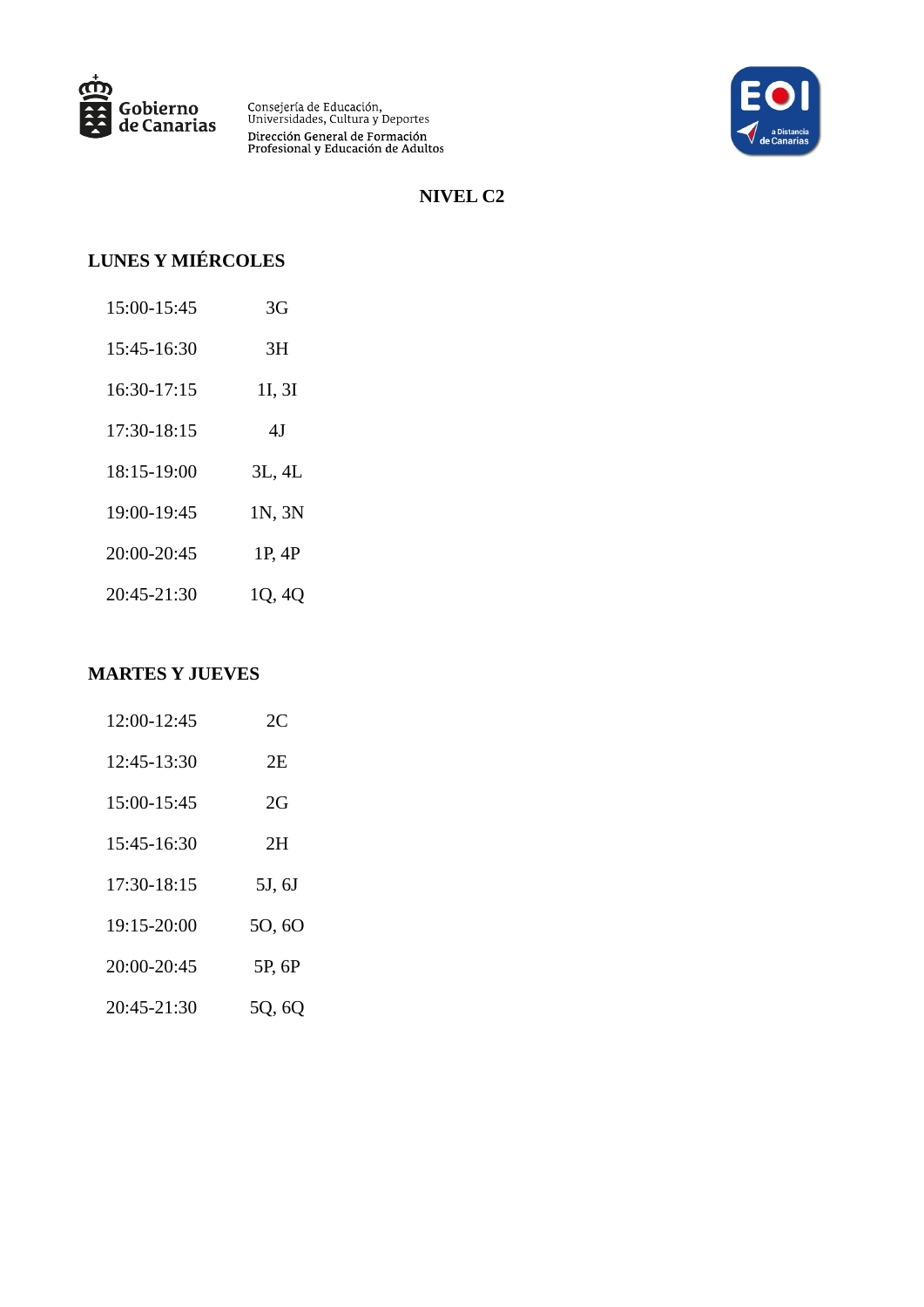Gobierno de Canarias

Consejería de Educación, Universidades, Cultura y Deportes

Dirección General de Formación Profesional y Educación de Adultos

EOI a Distancia de Canarias

# NIVEL C2

## LUNES Y MIÉRCOLES

| | |
|---|---|
| 15:00-15:45 | 3G |
| 15:45-16:30 | 3H |
| 16:30-17:15 | 1I, 3I |
| 17:30-18:15 | 4J |
| 18:15-19:00 | 3L, 4L |
| 19:00-19:45 | 1N, 3N |
| 20:00-20:45 | 1P, 4P |
| 20:45-21:30 | 1Q, 4Q |

## MARTES Y JUEVES

| | |
|---|---|
| 12:00-12:45 | 2C |
| 12:45-13:30 | 2E |
| 15:00-15:45 | 2G |
| 15:45-16:30 | 2H |
| 17:30-18:15 | 5J, 6J |
| 19:15-20:00 | 5O, 6O |
| 20:00-20:45 | 5P, 6P |
| 20:45-21:30 | 5Q, 6Q |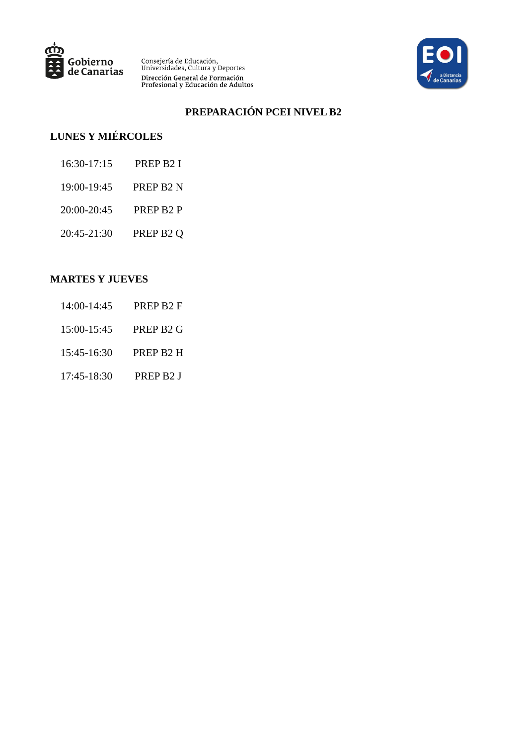Gobierno de Canarias

Consejería de Educación, Universidades, Cultura y Deportes
Dirección General de Formación Profesional y Educación de Adultos

EOI a Distancia de Canarias

# PREPARACIÓN PCEI NIVEL B2

## LUNES Y MIÉRCOLES

| | |
|---|---|
| 16:30-17:15 | PREP B2 I |
| 19:00-19:45 | PREP B2 N |
| 20:00-20:45 | PREP B2 P |
| 20:45-21:30 | PREP B2 Q |

## MARTES Y JUEVES

| | |
|---|---|
| 14:00-14:45 | PREP B2 F |
| 15:00-15:45 | PREP B2 G |
| 15:45-16:30 | PREP B2 H |
| 17:45-18:30 | PREP B2 J |